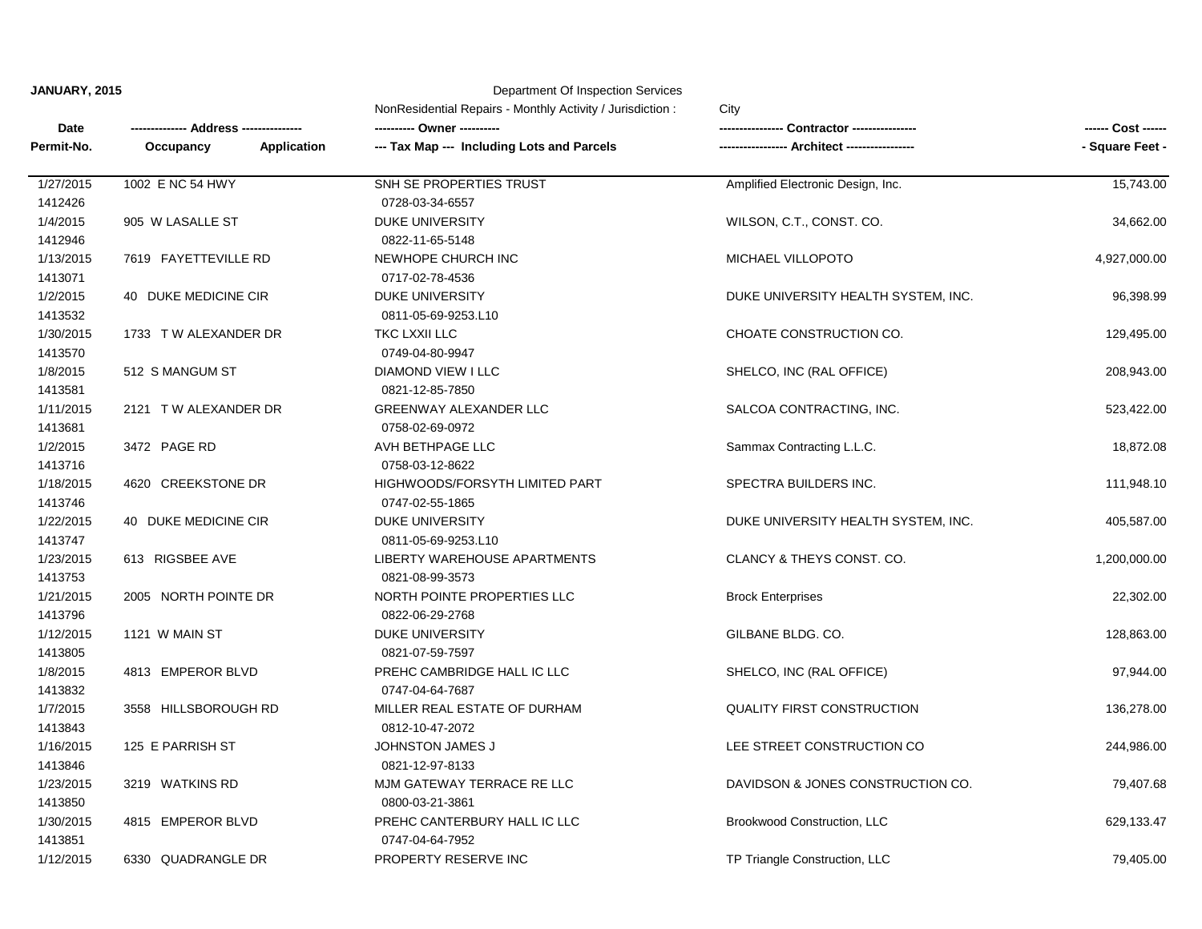**JANUARY, 2015**

Department Of Inspection Services

NonResidential Repairs - Monthly Activity / Jurisdiction : City

| Date / Permit-No. | Address / Occupancy Application | Owner / Tax Map --- Including Lots and Parcels | Contractor / Architect | Cost / Square Feet |
|---|---|---|---|---|
| 1/27/2015<br>1412426 | 1002 E NC 54 HWY | SNH SE PROPERTIES TRUST<br>0728-03-34-6557 | Amplified Electronic Design, Inc. | 15,743.00 |
| 1/4/2015<br>1412946 | 905 W LASALLE ST | DUKE UNIVERSITY<br>0822-11-65-5148 | WILSON, C.T., CONST. CO. | 34,662.00 |
| 1/13/2015<br>1413071 | 7619 FAYETTEVILLE RD | NEWHOPE CHURCH INC<br>0717-02-78-4536 | MICHAEL VILLOPOTO | 4,927,000.00 |
| 1/2/2015<br>1413532 | 40 DUKE MEDICINE CIR | DUKE UNIVERSITY<br>0811-05-69-9253.L10 | DUKE UNIVERSITY HEALTH SYSTEM, INC. | 96,398.99 |
| 1/30/2015<br>1413570 | 1733 T W ALEXANDER DR | TKC LXXII LLC<br>0749-04-80-9947 | CHOATE CONSTRUCTION CO. | 129,495.00 |
| 1/8/2015<br>1413581 | 512 S MANGUM ST | DIAMOND VIEW I LLC<br>0821-12-85-7850 | SHELCO, INC (RAL OFFICE) | 208,943.00 |
| 1/11/2015<br>1413681 | 2121 T W ALEXANDER DR | GREENWAY ALEXANDER LLC<br>0758-02-69-0972 | SALCOA CONTRACTING, INC. | 523,422.00 |
| 1/2/2015<br>1413716 | 3472 PAGE RD | AVH BETHPAGE LLC<br>0758-03-12-8622 | Sammax Contracting L.L.C. | 18,872.08 |
| 1/18/2015<br>1413746 | 4620 CREEKSTONE DR | HIGHWOODS/FORSYTH LIMITED PART<br>0747-02-55-1865 | SPECTRA BUILDERS INC. | 111,948.10 |
| 1/22/2015<br>1413747 | 40 DUKE MEDICINE CIR | DUKE UNIVERSITY<br>0811-05-69-9253.L10 | DUKE UNIVERSITY HEALTH SYSTEM, INC. | 405,587.00 |
| 1/23/2015<br>1413753 | 613 RIGSBEE AVE | LIBERTY WAREHOUSE APARTMENTS<br>0821-08-99-3573 | CLANCY & THEYS CONST. CO. | 1,200,000.00 |
| 1/21/2015<br>1413796 | 2005 NORTH POINTE DR | NORTH POINTE PROPERTIES LLC<br>0822-06-29-2768 | Brock Enterprises | 22,302.00 |
| 1/12/2015<br>1413805 | 1121 W MAIN ST | DUKE UNIVERSITY<br>0821-07-59-7597 | GILBANE BLDG. CO. | 128,863.00 |
| 1/8/2015<br>1413832 | 4813 EMPEROR BLVD | PREHC CAMBRIDGE HALL IC LLC<br>0747-04-64-7687 | SHELCO, INC (RAL OFFICE) | 97,944.00 |
| 1/7/2015<br>1413843 | 3558 HILLSBOROUGH RD | MILLER REAL ESTATE OF DURHAM<br>0812-10-47-2072 | QUALITY FIRST CONSTRUCTION | 136,278.00 |
| 1/16/2015<br>1413846 | 125 E PARRISH ST | JOHNSTON JAMES J<br>0821-12-97-8133 | LEE STREET CONSTRUCTION CO | 244,986.00 |
| 1/23/2015<br>1413850 | 3219 WATKINS RD | MJM GATEWAY TERRACE RE LLC<br>0800-03-21-3861 | DAVIDSON & JONES CONSTRUCTION CO. | 79,407.68 |
| 1/30/2015<br>1413851 | 4815 EMPEROR BLVD | PREHC CANTERBURY HALL IC LLC<br>0747-04-64-7952 | Brookwood Construction, LLC | 629,133.47 |
| 1/12/2015 | 6330 QUADRANGLE DR | PROPERTY RESERVE INC | TP Triangle Construction, LLC | 79,405.00 |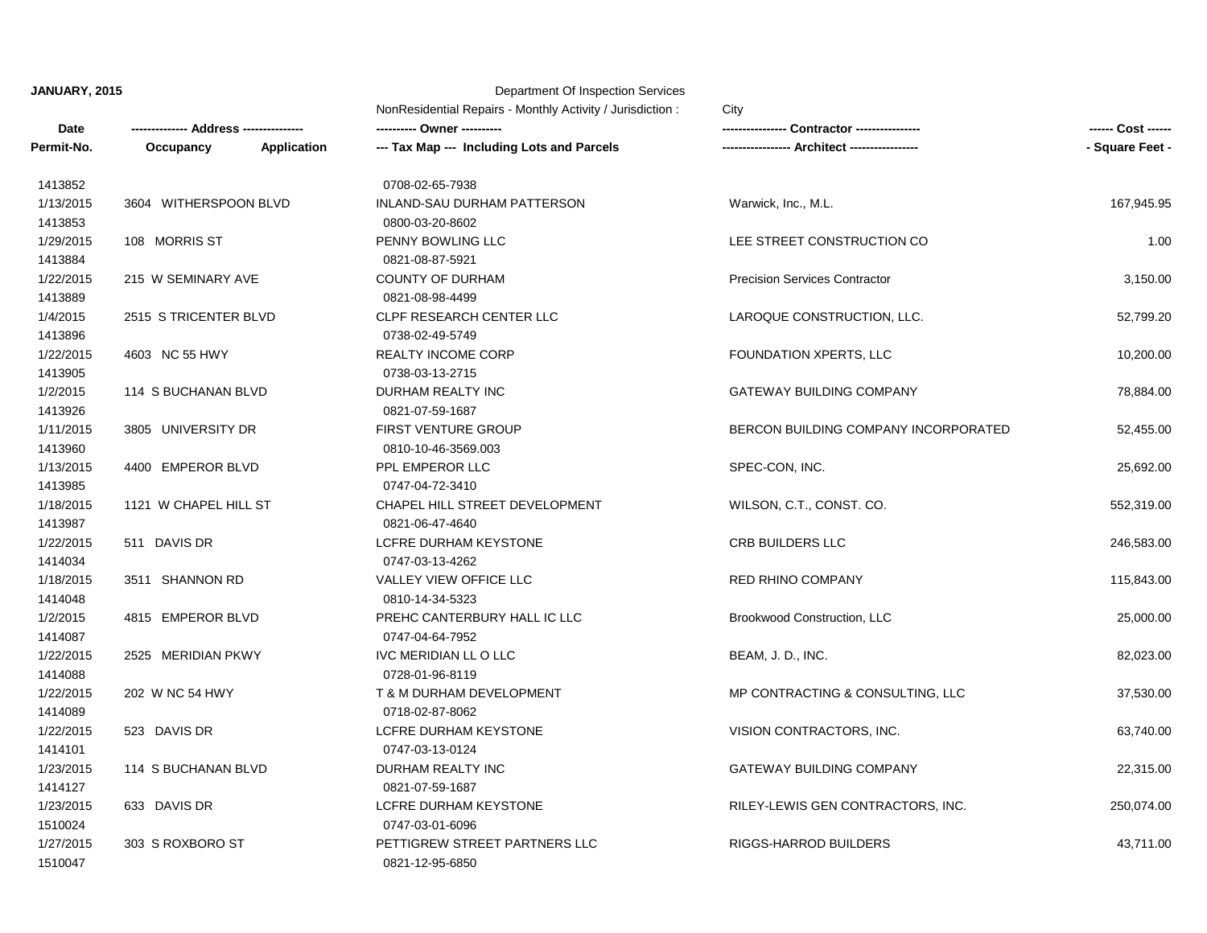**JANUARY, 2015**

Department Of Inspection Services

NonResidential Repairs - Monthly Activity / Jurisdiction : City

| Date<br>Permit-No. | -------------- Address --------------<br>Occupancy Application | ---------- Owner ----------<br>--- Tax Map --- Including Lots and Parcels | ---------------- Contractor ----------------<br>----------------- Architect ----------------- | ------ Cost ------<br>- Square Feet - |
|---|---|---|---|---|
| 1413852 | | 0708-02-65-7938 | | |
| 1/13/2015 | 3604 WITHERSPOON BLVD | INLAND-SAU DURHAM PATTERSON | Warwick, Inc., M.L. | 167,945.95 |
| 1413853 | | 0800-03-20-8602 | | |
| 1/29/2015 | 108 MORRIS ST | PENNY BOWLING LLC | LEE STREET CONSTRUCTION CO | 1.00 |
| 1413884 | | 0821-08-87-5921 | | |
| 1/22/2015 | 215 W SEMINARY AVE | COUNTY OF DURHAM | Precision Services Contractor | 3,150.00 |
| 1413889 | | 0821-08-98-4499 | | |
| 1/4/2015 | 2515 S TRICENTER BLVD | CLPF RESEARCH CENTER LLC | LAROQUE CONSTRUCTION, LLC. | 52,799.20 |
| 1413896 | | 0738-02-49-5749 | | |
| 1/22/2015 | 4603 NC 55 HWY | REALTY INCOME CORP | FOUNDATION XPERTS, LLC | 10,200.00 |
| 1413905 | | 0738-03-13-2715 | | |
| 1/2/2015 | 114 S BUCHANAN BLVD | DURHAM REALTY INC | GATEWAY BUILDING COMPANY | 78,884.00 |
| 1413926 | | 0821-07-59-1687 | | |
| 1/11/2015 | 3805 UNIVERSITY DR | FIRST VENTURE GROUP | BERCON BUILDING COMPANY INCORPORATED | 52,455.00 |
| 1413960 | | 0810-10-46-3569.003 | | |
| 1/13/2015 | 4400 EMPEROR BLVD | PPL EMPEROR LLC | SPEC-CON, INC. | 25,692.00 |
| 1413985 | | 0747-04-72-3410 | | |
| 1/18/2015 | 1121 W CHAPEL HILL ST | CHAPEL HILL STREET DEVELOPMENT | WILSON, C.T., CONST. CO. | 552,319.00 |
| 1413987 | | 0821-06-47-4640 | | |
| 1/22/2015 | 511 DAVIS DR | LCFRE DURHAM KEYSTONE | CRB BUILDERS LLC | 246,583.00 |
| 1414034 | | 0747-03-13-4262 | | |
| 1/18/2015 | 3511 SHANNON RD | VALLEY VIEW OFFICE LLC | RED RHINO COMPANY | 115,843.00 |
| 1414048 | | 0810-14-34-5323 | | |
| 1/2/2015 | 4815 EMPEROR BLVD | PREHC CANTERBURY HALL IC LLC | Brookwood Construction, LLC | 25,000.00 |
| 1414087 | | 0747-04-64-7952 | | |
| 1/22/2015 | 2525 MERIDIAN PKWY | IVC MERIDIAN LL O LLC | BEAM, J. D., INC. | 82,023.00 |
| 1414088 | | 0728-01-96-8119 | | |
| 1/22/2015 | 202 W NC 54 HWY | T & M DURHAM DEVELOPMENT | MP CONTRACTING & CONSULTING, LLC | 37,530.00 |
| 1414089 | | 0718-02-87-8062 | | |
| 1/22/2015 | 523 DAVIS DR | LCFRE DURHAM KEYSTONE | VISION CONTRACTORS, INC. | 63,740.00 |
| 1414101 | | 0747-03-13-0124 | | |
| 1/23/2015 | 114 S BUCHANAN BLVD | DURHAM REALTY INC | GATEWAY BUILDING COMPANY | 22,315.00 |
| 1414127 | | 0821-07-59-1687 | | |
| 1/23/2015 | 633 DAVIS DR | LCFRE DURHAM KEYSTONE | RILEY-LEWIS GEN CONTRACTORS, INC. | 250,074.00 |
| 1510024 | | 0747-03-01-6096 | | |
| 1/27/2015 | 303 S ROXBORO ST | PETTIGREW STREET PARTNERS LLC | RIGGS-HARROD BUILDERS | 43,711.00 |
| 1510047 | | 0821-12-95-6850 | | |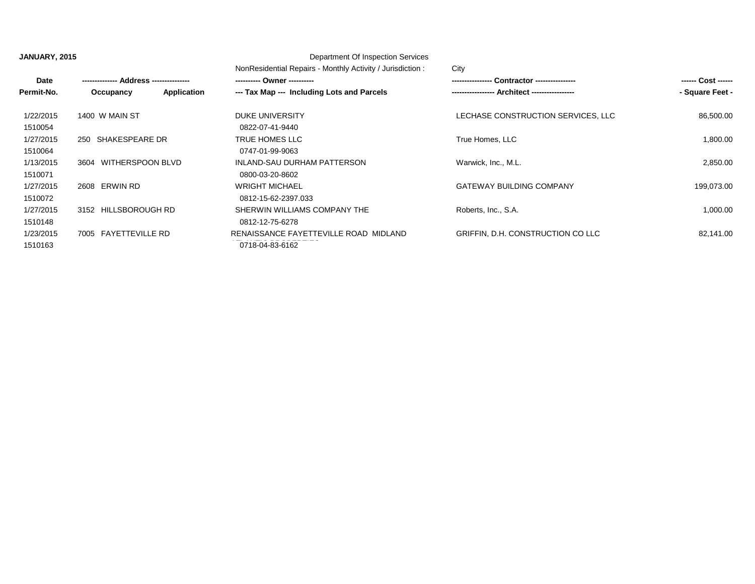**JANUARY, 2015**

Department Of Inspection Services

NonResidential Repairs - Monthly Activity / Jurisdiction : City

| Date<br>Permit-No. | -------------- Address ---------------<br>Occupancy Application | ---------- Owner ----------<br>--- Tax Map --- Including Lots and Parcels | ---------------- Contractor ----------------<br>----------------- Architect ----------------- | ------ Cost ------<br>- Square Feet - |
|---|---|---|---|---|
| 1/22/2015<br>1510054 | 1400 W MAIN ST | DUKE UNIVERSITY<br>0822-07-41-9440 | LECHASE CONSTRUCTION SERVICES, LLC | 86,500.00 |
| 1/27/2015<br>1510064 | 250 SHAKESPEARE DR | TRUE HOMES LLC<br>0747-01-99-9063 | True Homes, LLC | 1,800.00 |
| 1/13/2015<br>1510071 | 3604 WITHERSPOON BLVD | INLAND-SAU DURHAM PATTERSON<br>0800-03-20-8602 | Warwick, Inc., M.L. | 2,850.00 |
| 1/27/2015<br>1510072 | 2608 ERWIN RD | WRIGHT MICHAEL<br>0812-15-62-2397.033 | GATEWAY BUILDING COMPANY | 199,073.00 |
| 1/27/2015<br>1510148 | 3152 HILLSBOROUGH RD | SHERWIN WILLIAMS COMPANY THE<br>0812-12-75-6278 | Roberts, Inc., S.A. | 1,000.00 |
| 1/23/2015<br>1510163 | 7005 FAYETTEVILLE RD | RENAISSANCE FAYETTEVILLE ROAD MIDLAND<br>0718-04-83-6162 | GRIFFIN, D.H. CONSTRUCTION CO LLC | 82,141.00 |